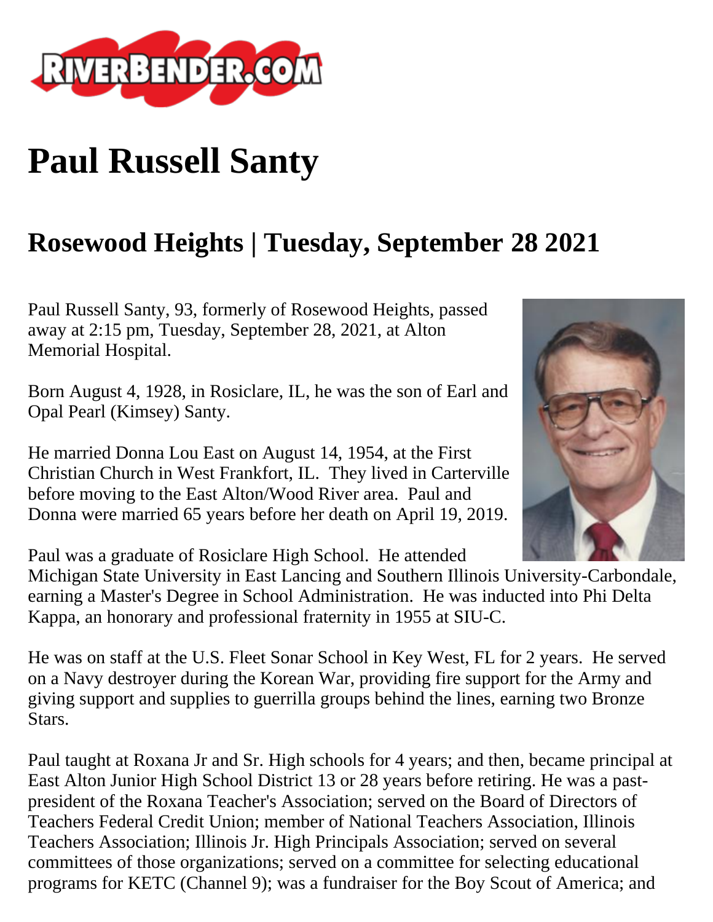# Paul Russell Santy

## Rosewood Heights | Tuesday, September 28 2021

Paul Russell Santy, 93, formerly of Rosewood Heights, passed away at 2:15 pm, Tuesday, September 28, 2021, at Alton Memorial Hospital.

Born August 4, 1928, in Rosiclare, IL, he was the son of Earl and Opal Pearl (Kimsey) Santy.

He married Donna Lou East on August 14, 1954, at the First Christian Church in West Frankfort, IL. They lived in Carterville before moving to the East Alton/Wood River area. Paul and Donna were married 65 years before her death on April 19, 2019.

Paul was a graduate of Rosiclare High School. He attended Michigan State University in East Lancing and Southern Illinois University-Carbondale, earning a Master's Degree in School Administration. He was inducted into Phi Delta Kappa, an honorary and professional fraternity in 1955 at SIU-C.

He was on staff at the U.S. Fleet Sonar School in Key West, FL for 2 years. He served on a Navy destroyer during the Korean War, providing fire support for the Army and giving support and supplies to guerrilla groups behind the lines, earning two Bronze Stars.

Paul taught at Roxana Jr and Sr. High schools for 4 years; and then, became principal at East Alton Junior High School District 13 or 28 years before retiring. He was a past-president of the Roxana Teacher's Association; served on the Board of Directors of Teachers Federal Credit Union; member of National Teachers Association, Illinois Teachers Association; Illinois Jr. High Principals Association; served on several committees of those organizations; served on a committee for selecting educational programs for KETC (Channel 9); was a fundraiser for the Boy Scout of America; and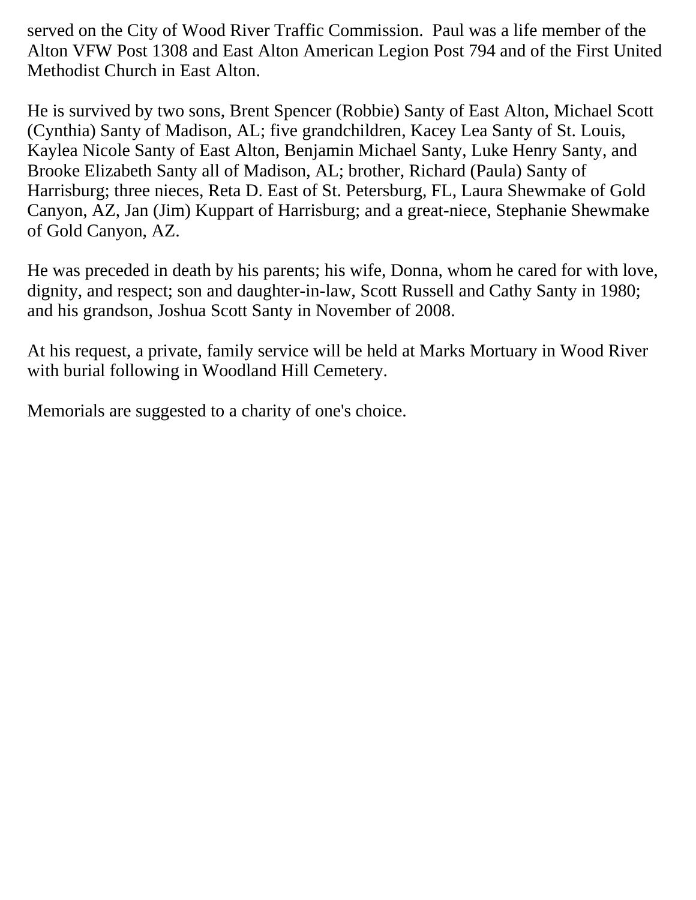served on the City of Wood River Traffic Commission.  Paul was a life member of the Alton VFW Post 1308 and East Alton American Legion Post 794 and of the First United Methodist Church in East Alton.

He is survived by two sons, Brent Spencer (Robbie) Santy of East Alton, Michael Scott (Cynthia) Santy of Madison, AL; five grandchildren, Kacey Lea Santy of St. Louis, Kaylea Nicole Santy of East Alton, Benjamin Michael Santy, Luke Henry Santy, and Brooke Elizabeth Santy all of Madison, AL; brother, Richard (Paula) Santy of Harrisburg; three nieces, Reta D. East of St. Petersburg, FL, Laura Shewmake of Gold Canyon, AZ, Jan (Jim) Kuppart of Harrisburg; and a great-niece, Stephanie Shewmake of Gold Canyon, AZ.

He was preceded in death by his parents; his wife, Donna, whom he cared for with love, dignity, and respect; son and daughter-in-law, Scott Russell and Cathy Santy in 1980; and his grandson, Joshua Scott Santy in November of 2008.

At his request, a private, family service will be held at Marks Mortuary in Wood River with burial following in Woodland Hill Cemetery.

Memorials are suggested to a charity of one's choice.